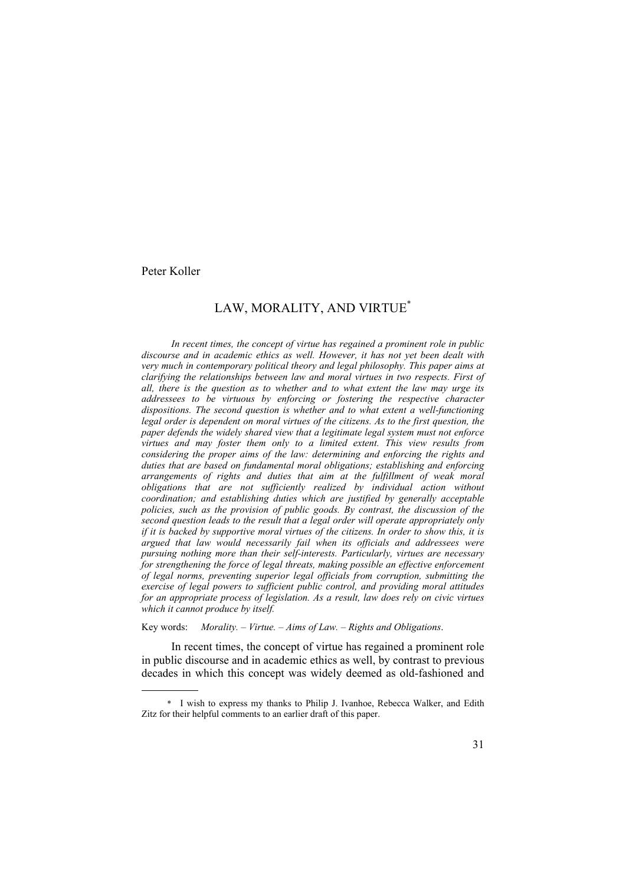Peter Koller

# LAW, MORALITY, AND VIRTUE*

*In recent times, the concept of virtue has regained a prominent role in public discourse and in academic ethics as well. However, it has not yet been dealt with very much in contemporary political theory and legal philosophy. This paper aims at clarifying the relationships between law and moral virtues in two respects. First of all, there is the question as to whether and to what extent the law may urge its addressees to be virtuous by enforcing or fostering the respective character dispositions. The second question is whether and to what extent a well-functioning legal order is dependent on moral virtues of the citizens. As to the first question, the paper defends the widely shared view that a legitimate legal system must not enforce virtues and may foster them only to a limited extent. This view results from considering the proper aims of the law: determining and enforcing the rights and duties that are based on fundamental moral obligations; establishing and enforcing arrangements of rights and duties that aim at the fulfillment of weak moral obligations that are not sufficiently realized by individual action without coordination; and establishing duties which are justified by generally acceptable policies, such as the provision of public goods. By contrast, the discussion of the second question leads to the result that a legal order will operate appropriately only if it is backed by supportive moral virtues of the citizens. In order to show this, it is argued that law would necessarily fail when its officials and addressees were pursuing nothing more than their self-interests. Particularly, virtues are necessary for strengthening the force of legal threats, making possible an effective enforcement of legal norms, preventing superior legal officials from corruption, submitting the exercise of legal powers to sufficient public control, and providing moral attitudes for an appropriate process of legislation. As a result, law does rely on civic virtues which it cannot produce by itself.*

Key words: *Morality. – Virtue. – Aims of Law. – Rights and Obligations*.

In recent times, the concept of virtue has regained a prominent role in public discourse and in academic ethics as well, by contrast to previous decades in which this concept was widely deemed as old-fashioned and

---

\* I wish to express my thanks to Philip J. Ivanhoe, Rebecca Walker, and Edith Zitz for their helpful comments to an earlier draft of this paper.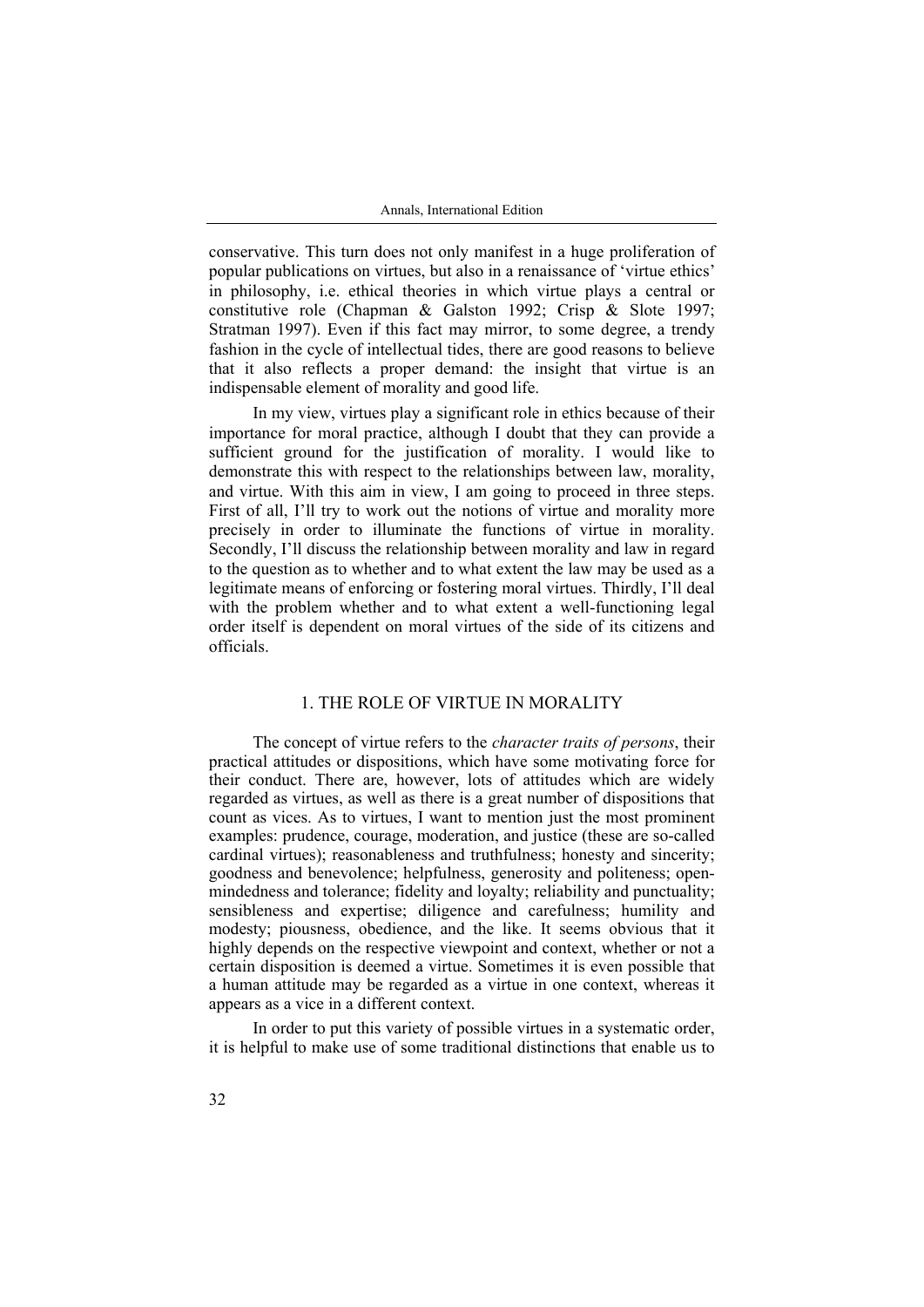conservative. This turn does not only manifest in a huge proliferation of popular publications on virtues, but also in a renaissance of 'virtue ethics' in philosophy, i.e. ethical theories in which virtue plays a central or constitutive role (Chapman & Galston 1992; Crisp & Slote 1997; Stratman 1997). Even if this fact may mirror, to some degree, a trendy fashion in the cycle of intellectual tides, there are good reasons to believe that it also reflects a proper demand: the insight that virtue is an indispensable element of morality and good life.

In my view, virtues play a significant role in ethics because of their importance for moral practice, although I doubt that they can provide a sufficient ground for the justification of morality. I would like to demonstrate this with respect to the relationships between law, morality, and virtue. With this aim in view, I am going to proceed in three steps. First of all, I'll try to work out the notions of virtue and morality more precisely in order to illuminate the functions of virtue in morality. Secondly, I'll discuss the relationship between morality and law in regard to the question as to whether and to what extent the law may be used as a legitimate means of enforcing or fostering moral virtues. Thirdly, I'll deal with the problem whether and to what extent a well-functioning legal order itself is dependent on moral virtues of the side of its citizens and officials.

## 1. THE ROLE OF VIRTUE IN MORALITY

The concept of virtue refers to the *character traits of persons*, their practical attitudes or dispositions, which have some motivating force for their conduct. There are, however, lots of attitudes which are widely regarded as virtues, as well as there is a great number of dispositions that count as vices. As to virtues, I want to mention just the most prominent examples: prudence, courage, moderation, and justice (these are so-called cardinal virtues); reasonableness and truthfulness; honesty and sincerity; goodness and benevolence; helpfulness, generosity and politeness; open-mindedness and tolerance; fidelity and loyalty; reliability and punctuality; sensibleness and expertise; diligence and carefulness; humility and modesty; piousness, obedience, and the like. It seems obvious that it highly depends on the respective viewpoint and context, whether or not a certain disposition is deemed a virtue. Sometimes it is even possible that a human attitude may be regarded as a virtue in one context, whereas it appears as a vice in a different context.

In order to put this variety of possible virtues in a systematic order, it is helpful to make use of some traditional distinctions that enable us to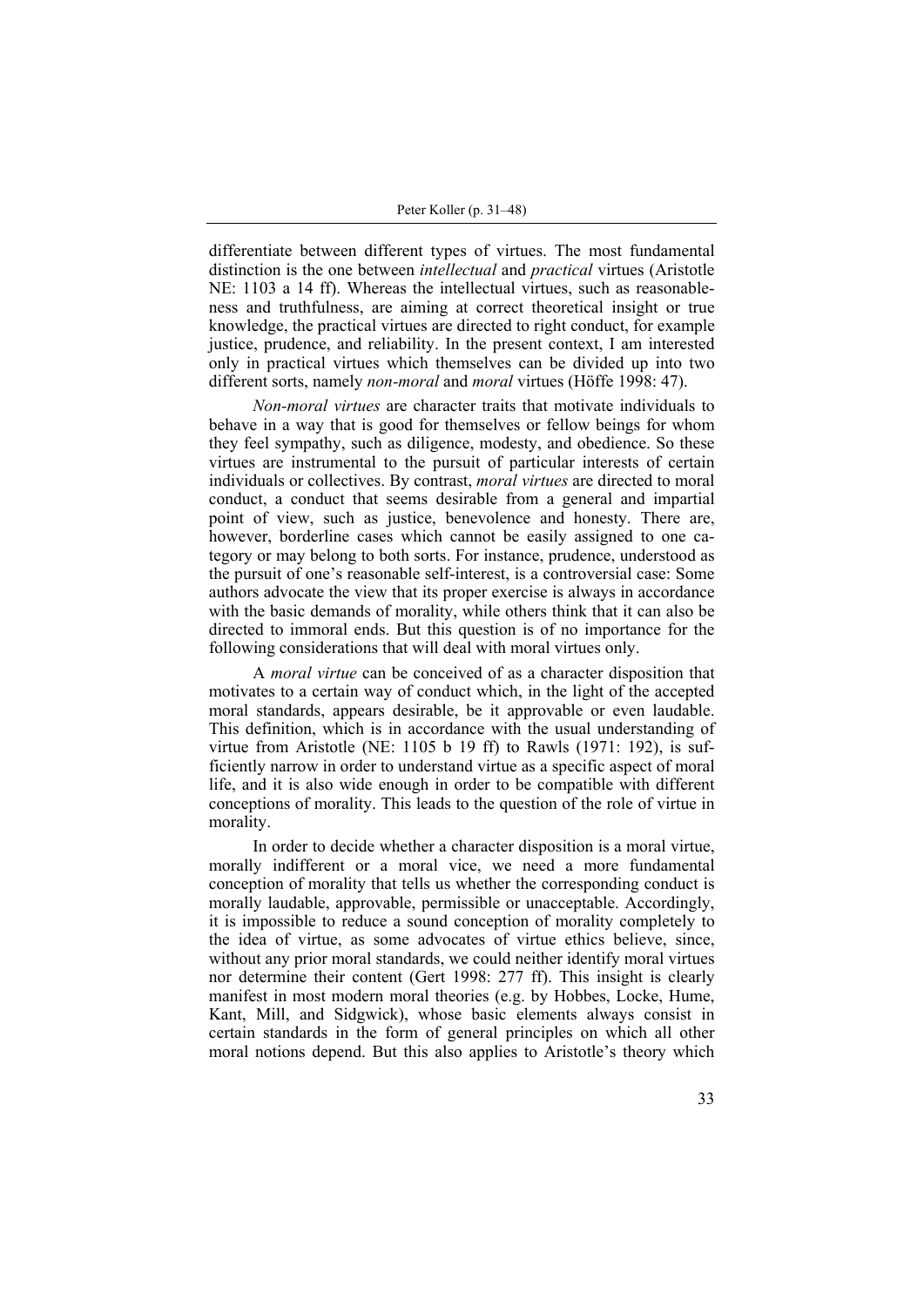differentiate between different types of virtues. The most fundamental distinction is the one between *intellectual* and *practical* virtues (Aristotle NE: 1103 a 14 ff). Whereas the intellectual virtues, such as reasonableness and truthfulness, are aiming at correct theoretical insight or true knowledge, the practical virtues are directed to right conduct, for example justice, prudence, and reliability. In the present context, I am interested only in practical virtues which themselves can be divided up into two different sorts, namely *non-moral* and *moral* virtues (Höffe 1998: 47).

*Non-moral virtues* are character traits that motivate individuals to behave in a way that is good for themselves or fellow beings for whom they feel sympathy, such as diligence, modesty, and obedience. So these virtues are instrumental to the pursuit of particular interests of certain individuals or collectives. By contrast, *moral virtues* are directed to moral conduct, a conduct that seems desirable from a general and impartial point of view, such as justice, benevolence and honesty. There are, however, borderline cases which cannot be easily assigned to one category or may belong to both sorts. For instance, prudence, understood as the pursuit of one's reasonable self-interest, is a controversial case: Some authors advocate the view that its proper exercise is always in accordance with the basic demands of morality, while others think that it can also be directed to immoral ends. But this question is of no importance for the following considerations that will deal with moral virtues only.

A *moral virtue* can be conceived of as a character disposition that motivates to a certain way of conduct which, in the light of the accepted moral standards, appears desirable, be it approvable or even laudable. This definition, which is in accordance with the usual understanding of virtue from Aristotle (NE: 1105 b 19 ff) to Rawls (1971: 192), is sufficiently narrow in order to understand virtue as a specific aspect of moral life, and it is also wide enough in order to be compatible with different conceptions of morality. This leads to the question of the role of virtue in morality.

In order to decide whether a character disposition is a moral virtue, morally indifferent or a moral vice, we need a more fundamental conception of morality that tells us whether the corresponding conduct is morally laudable, approvable, permissible or unacceptable. Accordingly, it is impossible to reduce a sound conception of morality completely to the idea of virtue, as some advocates of virtue ethics believe, since, without any prior moral standards, we could neither identify moral virtues nor determine their content (Gert 1998: 277 ff). This insight is clearly manifest in most modern moral theories (e.g. by Hobbes, Locke, Hume, Kant, Mill, and Sidgwick), whose basic elements always consist in certain standards in the form of general principles on which all other moral notions depend. But this also applies to Aristotle's theory which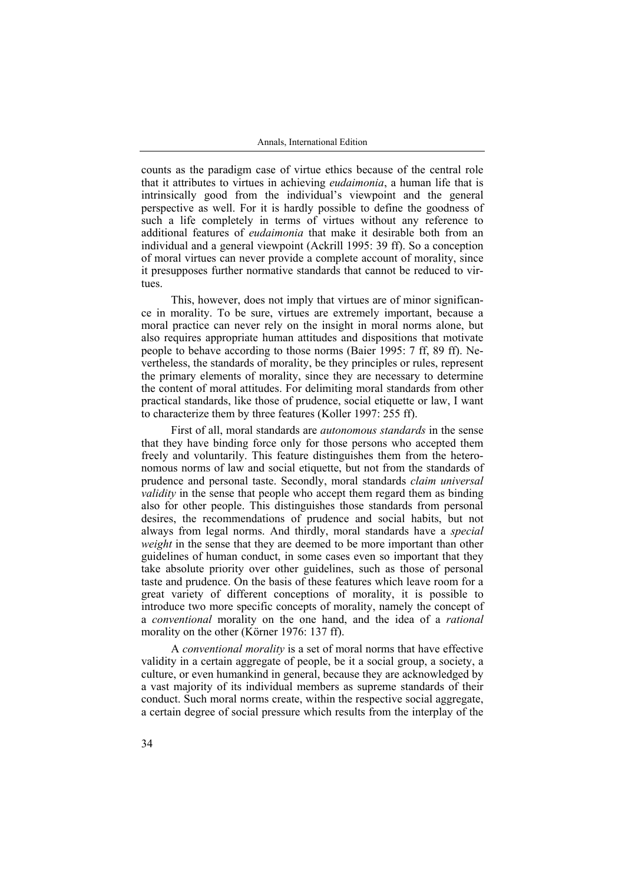counts as the paradigm case of virtue ethics because of the central role that it attributes to virtues in achieving *eudaimonia*, a human life that is intrinsically good from the individual's viewpoint and the general perspective as well. For it is hardly possible to define the goodness of such a life completely in terms of virtues without any reference to additional features of *eudaimonia* that make it desirable both from an individual and a general viewpoint (Ackrill 1995: 39 ff). So a conception of moral virtues can never provide a complete account of morality, since it presupposes further normative standards that cannot be reduced to virtues.

This, however, does not imply that virtues are of minor significance in morality. To be sure, virtues are extremely important, because a moral practice can never rely on the insight in moral norms alone, but also requires appropriate human attitudes and dispositions that motivate people to behave according to those norms (Baier 1995: 7 ff, 89 ff). Nevertheless, the standards of morality, be they principles or rules, represent the primary elements of morality, since they are necessary to determine the content of moral attitudes. For delimiting moral standards from other practical standards, like those of prudence, social etiquette or law, I want to characterize them by three features (Koller 1997: 255 ff).

First of all, moral standards are *autonomous standards* in the sense that they have binding force only for those persons who accepted them freely and voluntarily. This feature distinguishes them from the heteronomous norms of law and social etiquette, but not from the standards of prudence and personal taste. Secondly, moral standards *claim universal validity* in the sense that people who accept them regard them as binding also for other people. This distinguishes those standards from personal desires, the recommendations of prudence and social habits, but not always from legal norms. And thirdly, moral standards have a *special weight* in the sense that they are deemed to be more important than other guidelines of human conduct, in some cases even so important that they take absolute priority over other guidelines, such as those of personal taste and prudence. On the basis of these features which leave room for a great variety of different conceptions of morality, it is possible to introduce two more specific concepts of morality, namely the concept of a *conventional* morality on the one hand, and the idea of a *rational* morality on the other (Körner 1976: 137 ff).

A *conventional morality* is a set of moral norms that have effective validity in a certain aggregate of people, be it a social group, a society, a culture, or even humankind in general, because they are acknowledged by a vast majority of its individual members as supreme standards of their conduct. Such moral norms create, within the respective social aggregate, a certain degree of social pressure which results from the interplay of the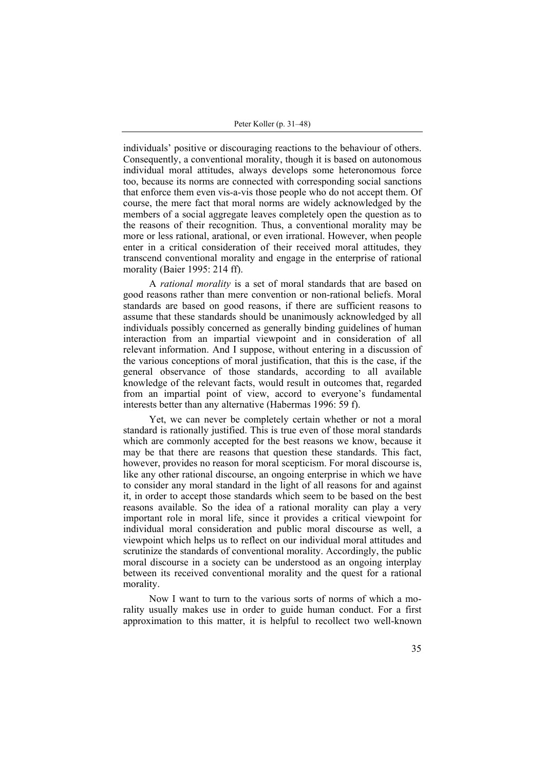individuals' positive or discouraging reactions to the behaviour of others. Consequently, a conventional morality, though it is based on autonomous individual moral attitudes, always develops some heteronomous force too, because its norms are connected with corresponding social sanctions that enforce them even vis-a-vis those people who do not accept them. Of course, the mere fact that moral norms are widely acknowledged by the members of a social aggregate leaves completely open the question as to the reasons of their recognition. Thus, a conventional morality may be more or less rational, arational, or even irrational. However, when people enter in a critical consideration of their received moral attitudes, they transcend conventional morality and engage in the enterprise of rational morality (Baier 1995: 214 ff).

A *rational morality* is a set of moral standards that are based on good reasons rather than mere convention or non-rational beliefs. Moral standards are based on good reasons, if there are sufficient reasons to assume that these standards should be unanimously acknowledged by all individuals possibly concerned as generally binding guidelines of human interaction from an impartial viewpoint and in consideration of all relevant information. And I suppose, without entering in a discussion of the various conceptions of moral justification, that this is the case, if the general observance of those standards, according to all available knowledge of the relevant facts, would result in outcomes that, regarded from an impartial point of view, accord to everyone's fundamental interests better than any alternative (Habermas 1996: 59 f).

Yet, we can never be completely certain whether or not a moral standard is rationally justified. This is true even of those moral standards which are commonly accepted for the best reasons we know, because it may be that there are reasons that question these standards. This fact, however, provides no reason for moral scepticism. For moral discourse is, like any other rational discourse, an ongoing enterprise in which we have to consider any moral standard in the light of all reasons for and against it, in order to accept those standards which seem to be based on the best reasons available. So the idea of a rational morality can play a very important role in moral life, since it provides a critical viewpoint for individual moral consideration and public moral discourse as well, a viewpoint which helps us to reflect on our individual moral attitudes and scrutinize the standards of conventional morality. Accordingly, the public moral discourse in a society can be understood as an ongoing interplay between its received conventional morality and the quest for a rational morality.

Now I want to turn to the various sorts of norms of which a morality usually makes use in order to guide human conduct. For a first approximation to this matter, it is helpful to recollect two well-known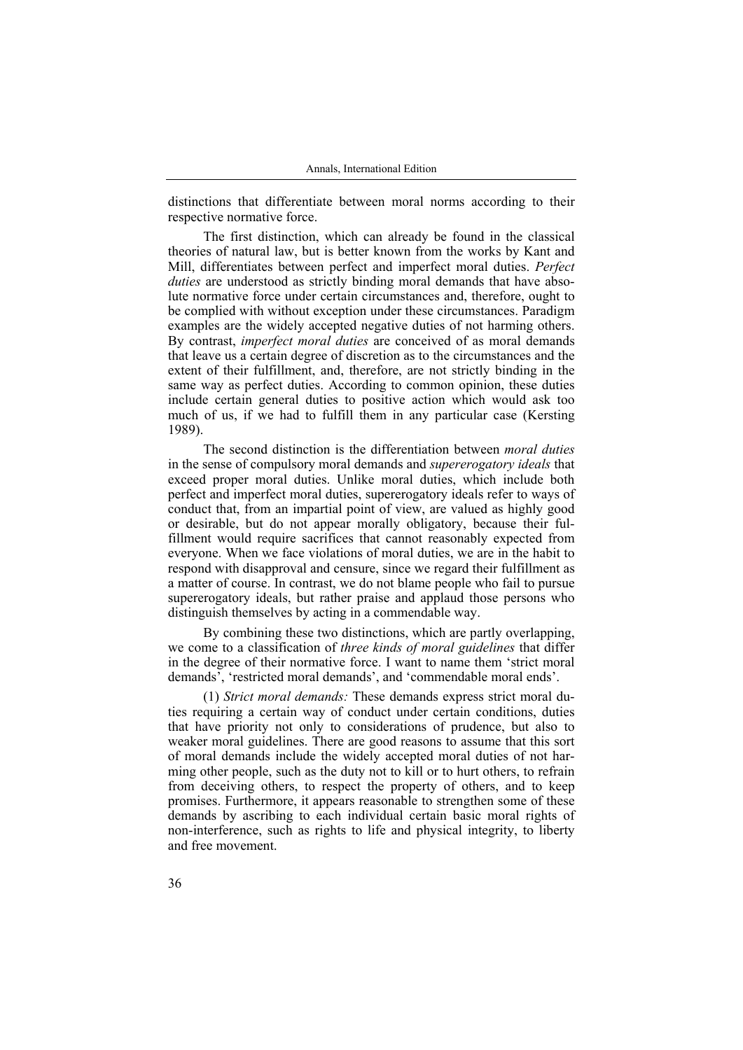distinctions that differentiate between moral norms according to their respective normative force.

The first distinction, which can already be found in the classical theories of natural law, but is better known from the works by Kant and Mill, differentiates between perfect and imperfect moral duties. *Perfect duties* are understood as strictly binding moral demands that have absolute normative force under certain circumstances and, therefore, ought to be complied with without exception under these circumstances. Paradigm examples are the widely accepted negative duties of not harming others. By contrast, *imperfect moral duties* are conceived of as moral demands that leave us a certain degree of discretion as to the circumstances and the extent of their fulfillment, and, therefore, are not strictly binding in the same way as perfect duties. According to common opinion, these duties include certain general duties to positive action which would ask too much of us, if we had to fulfill them in any particular case (Kersting 1989).

The second distinction is the differentiation between *moral duties* in the sense of compulsory moral demands and *supererogatory ideals* that exceed proper moral duties. Unlike moral duties, which include both perfect and imperfect moral duties, supererogatory ideals refer to ways of conduct that, from an impartial point of view, are valued as highly good or desirable, but do not appear morally obligatory, because their fulfillment would require sacrifices that cannot reasonably expected from everyone. When we face violations of moral duties, we are in the habit to respond with disapproval and censure, since we regard their fulfillment as a matter of course. In contrast, we do not blame people who fail to pursue supererogatory ideals, but rather praise and applaud those persons who distinguish themselves by acting in a commendable way.

By combining these two distinctions, which are partly overlapping, we come to a classification of *three kinds of moral guidelines* that differ in the degree of their normative force. I want to name them 'strict moral demands', 'restricted moral demands', and 'commendable moral ends'.

(1) *Strict moral demands:* These demands express strict moral duties requiring a certain way of conduct under certain conditions, duties that have priority not only to considerations of prudence, but also to weaker moral guidelines. There are good reasons to assume that this sort of moral demands include the widely accepted moral duties of not harming other people, such as the duty not to kill or to hurt others, to refrain from deceiving others, to respect the property of others, and to keep promises. Furthermore, it appears reasonable to strengthen some of these demands by ascribing to each individual certain basic moral rights of non-interference, such as rights to life and physical integrity, to liberty and free movement.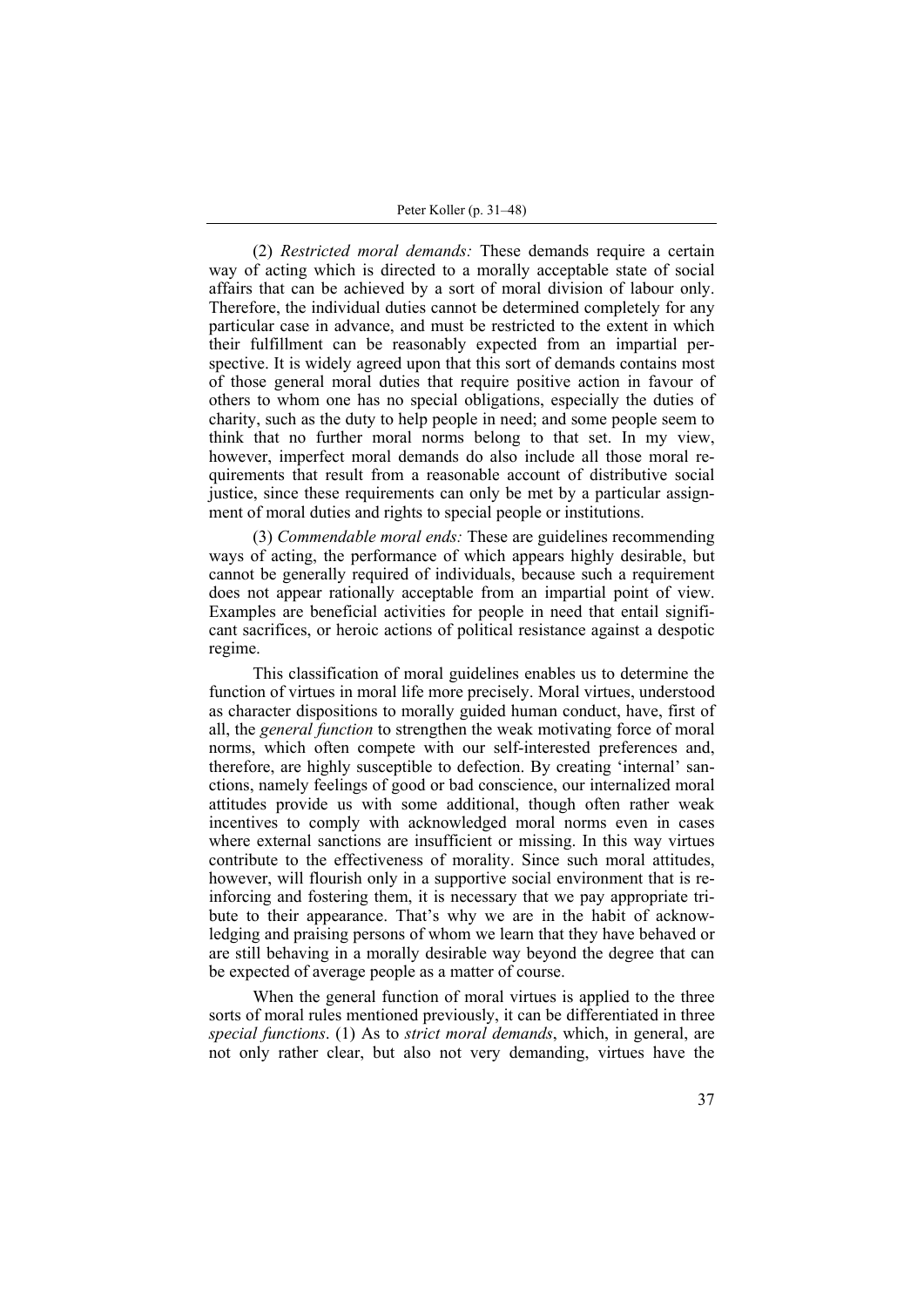(2) *Restricted moral demands:* These demands require a certain way of acting which is directed to a morally acceptable state of social affairs that can be achieved by a sort of moral division of labour only. Therefore, the individual duties cannot be determined completely for any particular case in advance, and must be restricted to the extent in which their fulfillment can be reasonably expected from an impartial perspective. It is widely agreed upon that this sort of demands contains most of those general moral duties that require positive action in favour of others to whom one has no special obligations, especially the duties of charity, such as the duty to help people in need; and some people seem to think that no further moral norms belong to that set. In my view, however, imperfect moral demands do also include all those moral requirements that result from a reasonable account of distributive social justice, since these requirements can only be met by a particular assignment of moral duties and rights to special people or institutions.

(3) *Commendable moral ends:* These are guidelines recommending ways of acting, the performance of which appears highly desirable, but cannot be generally required of individuals, because such a requirement does not appear rationally acceptable from an impartial point of view. Examples are beneficial activities for people in need that entail significant sacrifices, or heroic actions of political resistance against a despotic regime.

This classification of moral guidelines enables us to determine the function of virtues in moral life more precisely. Moral virtues, understood as character dispositions to morally guided human conduct, have, first of all, the *general function* to strengthen the weak motivating force of moral norms, which often compete with our self-interested preferences and, therefore, are highly susceptible to defection. By creating 'internal' sanctions, namely feelings of good or bad conscience, our internalized moral attitudes provide us with some additional, though often rather weak incentives to comply with acknowledged moral norms even in cases where external sanctions are insufficient or missing. In this way virtues contribute to the effectiveness of morality. Since such moral attitudes, however, will flourish only in a supportive social environment that is reinforcing and fostering them, it is necessary that we pay appropriate tribute to their appearance. That's why we are in the habit of acknowledging and praising persons of whom we learn that they have behaved or are still behaving in a morally desirable way beyond the degree that can be expected of average people as a matter of course.

When the general function of moral virtues is applied to the three sorts of moral rules mentioned previously, it can be differentiated in three *special functions*. (1) As to *strict moral demands*, which, in general, are not only rather clear, but also not very demanding, virtues have the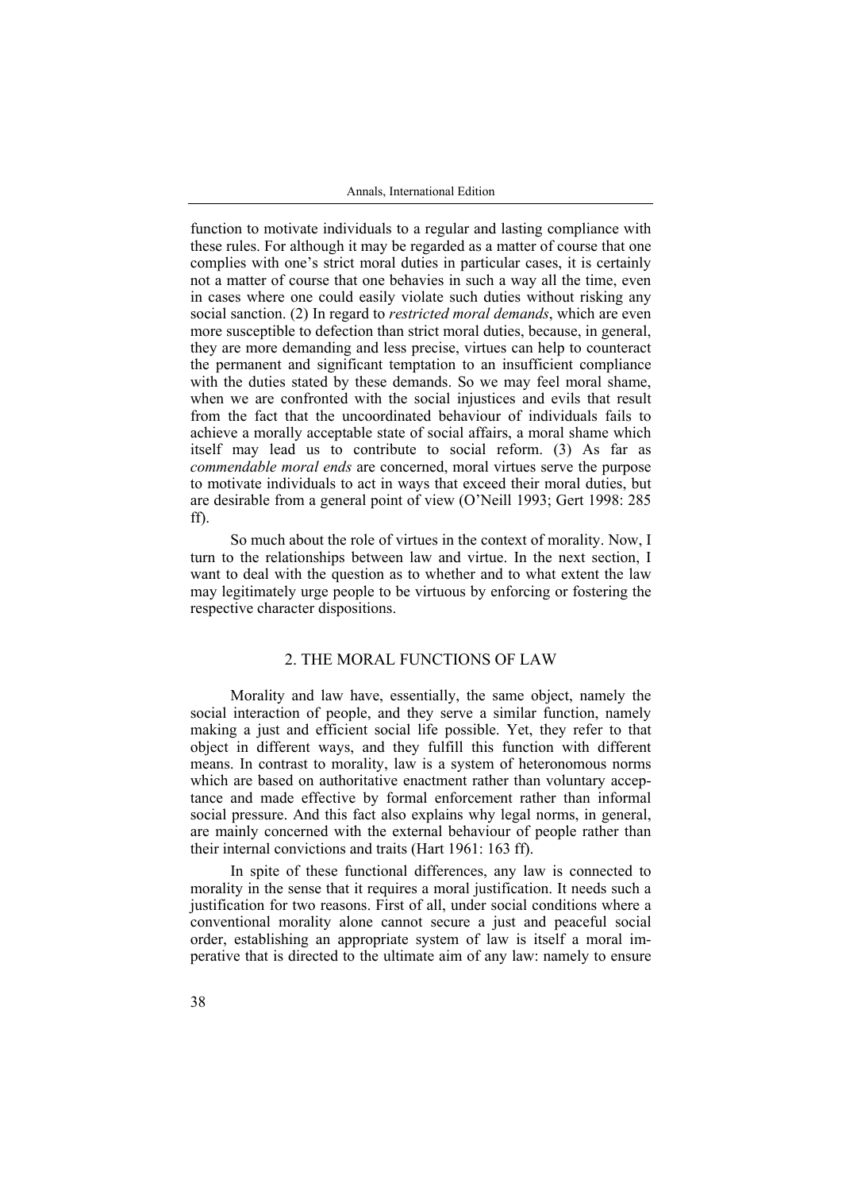function to motivate individuals to a regular and lasting compliance with these rules. For although it may be regarded as a matter of course that one complies with one's strict moral duties in particular cases, it is certainly not a matter of course that one behavies in such a way all the time, even in cases where one could easily violate such duties without risking any social sanction. (2) In regard to *restricted moral demands*, which are even more susceptible to defection than strict moral duties, because, in general, they are more demanding and less precise, virtues can help to counteract the permanent and significant temptation to an insufficient compliance with the duties stated by these demands. So we may feel moral shame, when we are confronted with the social injustices and evils that result from the fact that the uncoordinated behaviour of individuals fails to achieve a morally acceptable state of social affairs, a moral shame which itself may lead us to contribute to social reform. (3) As far as *commendable moral ends* are concerned, moral virtues serve the purpose to motivate individuals to act in ways that exceed their moral duties, but are desirable from a general point of view (O'Neill 1993; Gert 1998: 285 ff).

So much about the role of virtues in the context of morality. Now, I turn to the relationships between law and virtue. In the next section, I want to deal with the question as to whether and to what extent the law may legitimately urge people to be virtuous by enforcing or fostering the respective character dispositions.

## 2. THE MORAL FUNCTIONS OF LAW

Morality and law have, essentially, the same object, namely the social interaction of people, and they serve a similar function, namely making a just and efficient social life possible. Yet, they refer to that object in different ways, and they fulfill this function with different means. In contrast to morality, law is a system of heteronomous norms which are based on authoritative enactment rather than voluntary acceptance and made effective by formal enforcement rather than informal social pressure. And this fact also explains why legal norms, in general, are mainly concerned with the external behaviour of people rather than their internal convictions and traits (Hart 1961: 163 ff).

In spite of these functional differences, any law is connected to morality in the sense that it requires a moral justification. It needs such a justification for two reasons. First of all, under social conditions where a conventional morality alone cannot secure a just and peaceful social order, establishing an appropriate system of law is itself a moral imperative that is directed to the ultimate aim of any law: namely to ensure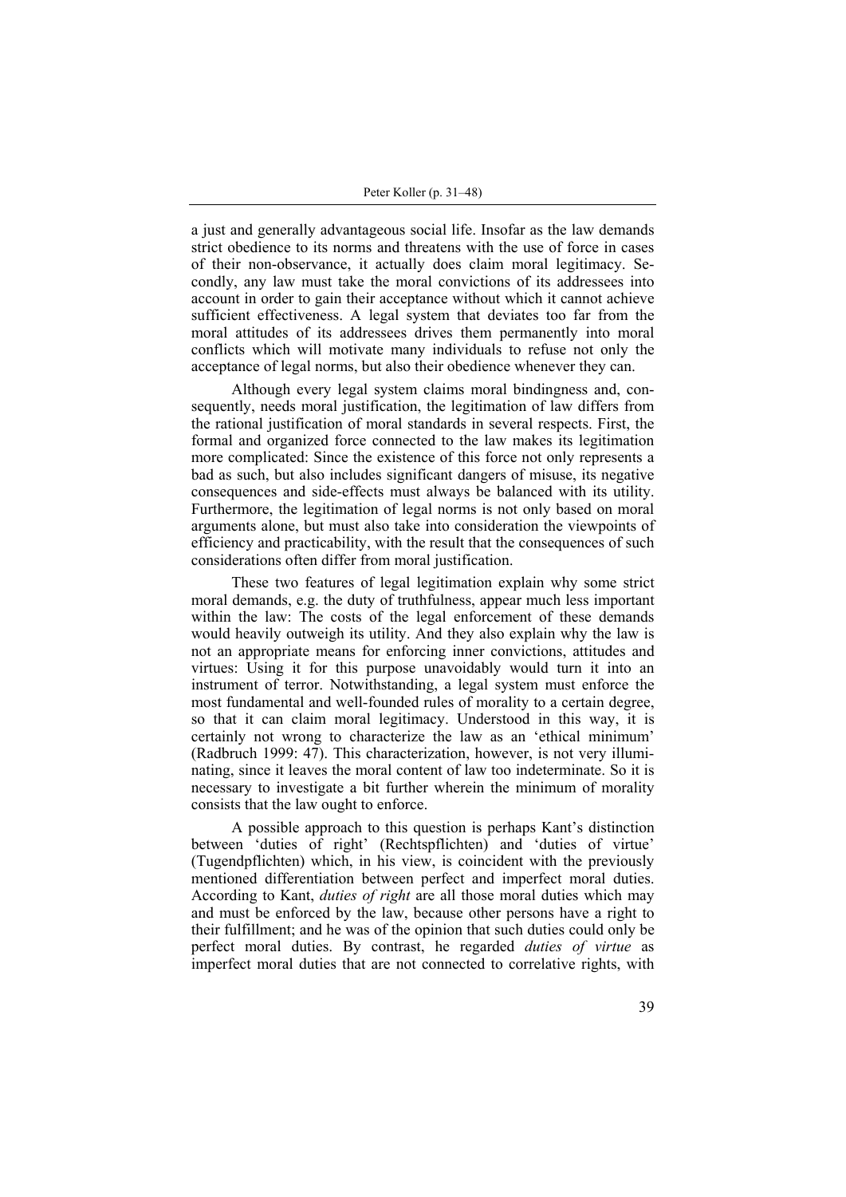a just and generally advantageous social life. Insofar as the law demands strict obedience to its norms and threatens with the use of force in cases of their non-observance, it actually does claim moral legitimacy. Secondly, any law must take the moral convictions of its addressees into account in order to gain their acceptance without which it cannot achieve sufficient effectiveness. A legal system that deviates too far from the moral attitudes of its addressees drives them permanently into moral conflicts which will motivate many individuals to refuse not only the acceptance of legal norms, but also their obedience whenever they can.

Although every legal system claims moral bindingness and, consequently, needs moral justification, the legitimation of law differs from the rational justification of moral standards in several respects. First, the formal and organized force connected to the law makes its legitimation more complicated: Since the existence of this force not only represents a bad as such, but also includes significant dangers of misuse, its negative consequences and side-effects must always be balanced with its utility. Furthermore, the legitimation of legal norms is not only based on moral arguments alone, but must also take into consideration the viewpoints of efficiency and practicability, with the result that the consequences of such considerations often differ from moral justification.

These two features of legal legitimation explain why some strict moral demands, e.g. the duty of truthfulness, appear much less important within the law: The costs of the legal enforcement of these demands would heavily outweigh its utility. And they also explain why the law is not an appropriate means for enforcing inner convictions, attitudes and virtues: Using it for this purpose unavoidably would turn it into an instrument of terror. Notwithstanding, a legal system must enforce the most fundamental and well-founded rules of morality to a certain degree, so that it can claim moral legitimacy. Understood in this way, it is certainly not wrong to characterize the law as an 'ethical minimum' (Radbruch 1999: 47). This characterization, however, is not very illuminating, since it leaves the moral content of law too indeterminate. So it is necessary to investigate a bit further wherein the minimum of morality consists that the law ought to enforce.

A possible approach to this question is perhaps Kant's distinction between 'duties of right' (Rechtspflichten) and 'duties of virtue' (Tugendpflichten) which, in his view, is coincident with the previously mentioned differentiation between perfect and imperfect moral duties. According to Kant, *duties of right* are all those moral duties which may and must be enforced by the law, because other persons have a right to their fulfillment; and he was of the opinion that such duties could only be perfect moral duties. By contrast, he regarded *duties of virtue* as imperfect moral duties that are not connected to correlative rights, with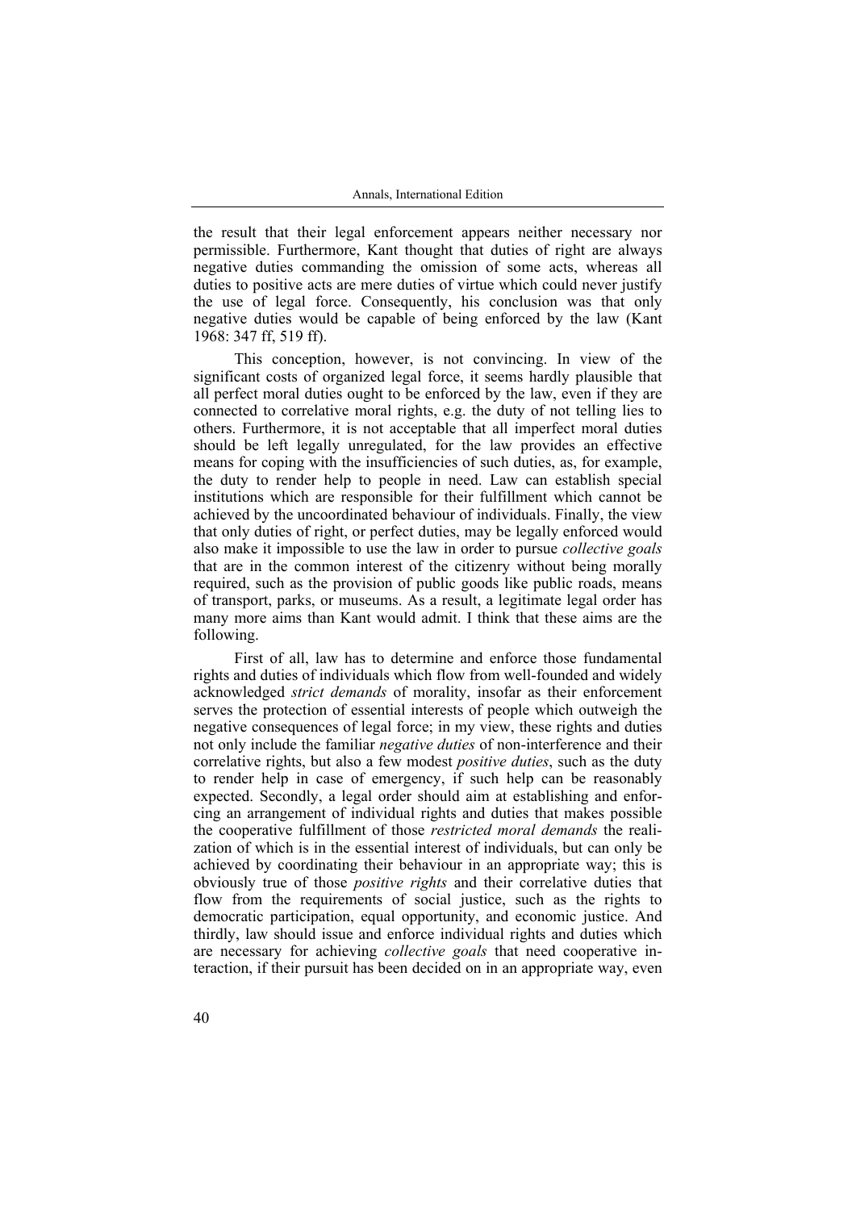the result that their legal enforcement appears neither necessary nor permissible. Furthermore, Kant thought that duties of right are always negative duties commanding the omission of some acts, whereas all duties to positive acts are mere duties of virtue which could never justify the use of legal force. Consequently, his conclusion was that only negative duties would be capable of being enforced by the law (Kant 1968: 347 ff, 519 ff).

This conception, however, is not convincing. In view of the significant costs of organized legal force, it seems hardly plausible that all perfect moral duties ought to be enforced by the law, even if they are connected to correlative moral rights, e.g. the duty of not telling lies to others. Furthermore, it is not acceptable that all imperfect moral duties should be left legally unregulated, for the law provides an effective means for coping with the insufficiencies of such duties, as, for example, the duty to render help to people in need. Law can establish special institutions which are responsible for their fulfillment which cannot be achieved by the uncoordinated behaviour of individuals. Finally, the view that only duties of right, or perfect duties, may be legally enforced would also make it impossible to use the law in order to pursue *collective goals* that are in the common interest of the citizenry without being morally required, such as the provision of public goods like public roads, means of transport, parks, or museums. As a result, a legitimate legal order has many more aims than Kant would admit. I think that these aims are the following.

First of all, law has to determine and enforce those fundamental rights and duties of individuals which flow from well-founded and widely acknowledged *strict demands* of morality, insofar as their enforcement serves the protection of essential interests of people which outweigh the negative consequences of legal force; in my view, these rights and duties not only include the familiar *negative duties* of non-interference and their correlative rights, but also a few modest *positive duties*, such as the duty to render help in case of emergency, if such help can be reasonably expected. Secondly, a legal order should aim at establishing and enforcing an arrangement of individual rights and duties that makes possible the cooperative fulfillment of those *restricted moral demands* the realization of which is in the essential interest of individuals, but can only be achieved by coordinating their behaviour in an appropriate way; this is obviously true of those *positive rights* and their correlative duties that flow from the requirements of social justice, such as the rights to democratic participation, equal opportunity, and economic justice. And thirdly, law should issue and enforce individual rights and duties which are necessary for achieving *collective goals* that need cooperative interaction, if their pursuit has been decided on in an appropriate way, even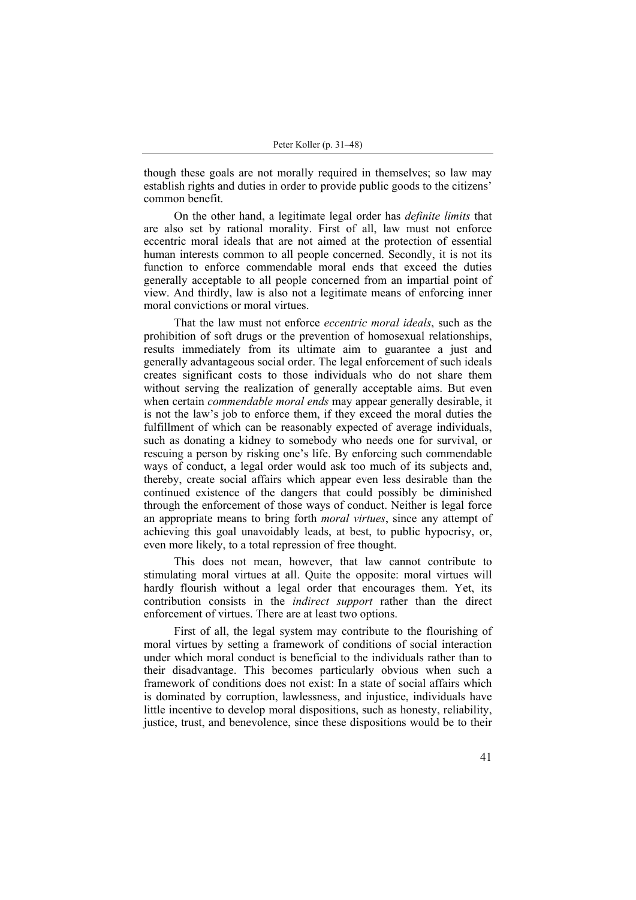though these goals are not morally required in themselves; so law may establish rights and duties in order to provide public goods to the citizens' common benefit.

On the other hand, a legitimate legal order has *definite limits* that are also set by rational morality. First of all, law must not enforce eccentric moral ideals that are not aimed at the protection of essential human interests common to all people concerned. Secondly, it is not its function to enforce commendable moral ends that exceed the duties generally acceptable to all people concerned from an impartial point of view. And thirdly, law is also not a legitimate means of enforcing inner moral convictions or moral virtues.

That the law must not enforce *eccentric moral ideals*, such as the prohibition of soft drugs or the prevention of homosexual relationships, results immediately from its ultimate aim to guarantee a just and generally advantageous social order. The legal enforcement of such ideals creates significant costs to those individuals who do not share them without serving the realization of generally acceptable aims. But even when certain *commendable moral ends* may appear generally desirable, it is not the law's job to enforce them, if they exceed the moral duties the fulfillment of which can be reasonably expected of average individuals, such as donating a kidney to somebody who needs one for survival, or rescuing a person by risking one's life. By enforcing such commendable ways of conduct, a legal order would ask too much of its subjects and, thereby, create social affairs which appear even less desirable than the continued existence of the dangers that could possibly be diminished through the enforcement of those ways of conduct. Neither is legal force an appropriate means to bring forth *moral virtues*, since any attempt of achieving this goal unavoidably leads, at best, to public hypocrisy, or, even more likely, to a total repression of free thought.

This does not mean, however, that law cannot contribute to stimulating moral virtues at all. Quite the opposite: moral virtues will hardly flourish without a legal order that encourages them. Yet, its contribution consists in the *indirect support* rather than the direct enforcement of virtues. There are at least two options.

First of all, the legal system may contribute to the flourishing of moral virtues by setting a framework of conditions of social interaction under which moral conduct is beneficial to the individuals rather than to their disadvantage. This becomes particularly obvious when such a framework of conditions does not exist: In a state of social affairs which is dominated by corruption, lawlessness, and injustice, individuals have little incentive to develop moral dispositions, such as honesty, reliability, justice, trust, and benevolence, since these dispositions would be to their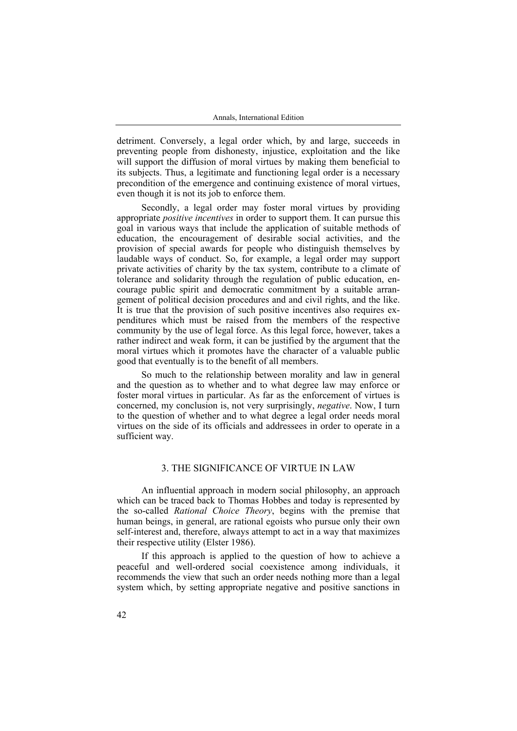detriment. Conversely, a legal order which, by and large, succeeds in preventing people from dishonesty, injustice, exploitation and the like will support the diffusion of moral virtues by making them beneficial to its subjects. Thus, a legitimate and functioning legal order is a necessary precondition of the emergence and continuing existence of moral virtues, even though it is not its job to enforce them.

Secondly, a legal order may foster moral virtues by providing appropriate *positive incentives* in order to support them. It can pursue this goal in various ways that include the application of suitable methods of education, the encouragement of desirable social activities, and the provision of special awards for people who distinguish themselves by laudable ways of conduct. So, for example, a legal order may support private activities of charity by the tax system, contribute to a climate of tolerance and solidarity through the regulation of public education, encourage public spirit and democratic commitment by a suitable arrangement of political decision procedures and and civil rights, and the like. It is true that the provision of such positive incentives also requires expenditures which must be raised from the members of the respective community by the use of legal force. As this legal force, however, takes a rather indirect and weak form, it can be justified by the argument that the moral virtues which it promotes have the character of a valuable public good that eventually is to the benefit of all members.

So much to the relationship between morality and law in general and the question as to whether and to what degree law may enforce or foster moral virtues in particular. As far as the enforcement of virtues is concerned, my conclusion is, not very surprisingly, *negative*. Now, I turn to the question of whether and to what degree a legal order needs moral virtues on the side of its officials and addressees in order to operate in a sufficient way.

## 3. THE SIGNIFICANCE OF VIRTUE IN LAW

An influential approach in modern social philosophy, an approach which can be traced back to Thomas Hobbes and today is represented by the so-called *Rational Choice Theory*, begins with the premise that human beings, in general, are rational egoists who pursue only their own self-interest and, therefore, always attempt to act in a way that maximizes their respective utility (Elster 1986).

If this approach is applied to the question of how to achieve a peaceful and well-ordered social coexistence among individuals, it recommends the view that such an order needs nothing more than a legal system which, by setting appropriate negative and positive sanctions in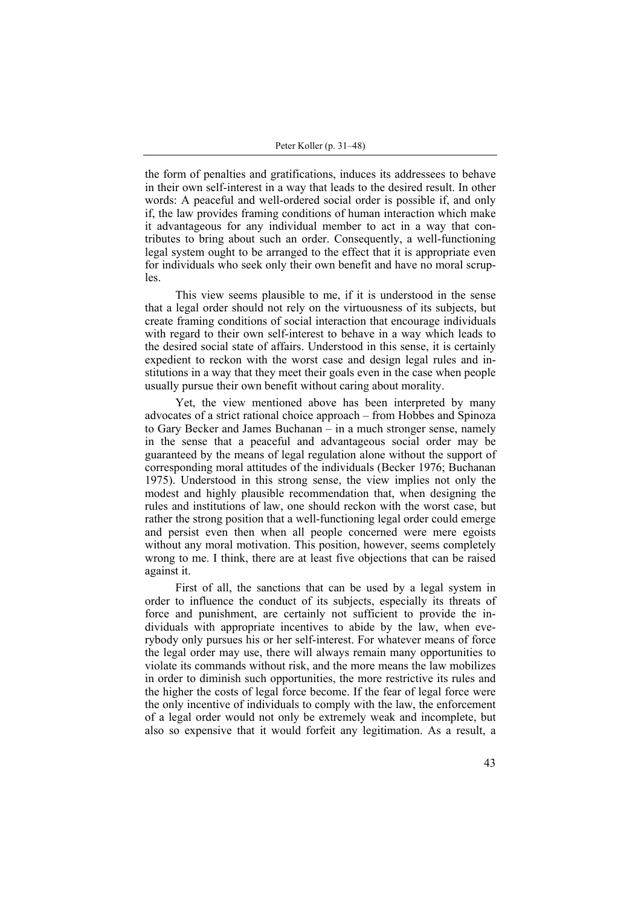the form of penalties and gratifications, induces its addressees to behave in their own self-interest in a way that leads to the desired result. In other words: A peaceful and well-ordered social order is possible if, and only if, the law provides framing conditions of human interaction which make it advantageous for any individual member to act in a way that contributes to bring about such an order. Consequently, a well-functioning legal system ought to be arranged to the effect that it is appropriate even for individuals who seek only their own benefit and have no moral scruples.

This view seems plausible to me, if it is understood in the sense that a legal order should not rely on the virtuousness of its subjects, but create framing conditions of social interaction that encourage individuals with regard to their own self-interest to behave in a way which leads to the desired social state of affairs. Understood in this sense, it is certainly expedient to reckon with the worst case and design legal rules and institutions in a way that they meet their goals even in the case when people usually pursue their own benefit without caring about morality.

Yet, the view mentioned above has been interpreted by many advocates of a strict rational choice approach – from Hobbes and Spinoza to Gary Becker and James Buchanan – in a much stronger sense, namely in the sense that a peaceful and advantageous social order may be guaranteed by the means of legal regulation alone without the support of corresponding moral attitudes of the individuals (Becker 1976; Buchanan 1975). Understood in this strong sense, the view implies not only the modest and highly plausible recommendation that, when designing the rules and institutions of law, one should reckon with the worst case, but rather the strong position that a well-functioning legal order could emerge and persist even then when all people concerned were mere egoists without any moral motivation. This position, however, seems completely wrong to me. I think, there are at least five objections that can be raised against it.

First of all, the sanctions that can be used by a legal system in order to influence the conduct of its subjects, especially its threats of force and punishment, are certainly not sufficient to provide the individuals with appropriate incentives to abide by the law, when everybody only pursues his or her self-interest. For whatever means of force the legal order may use, there will always remain many opportunities to violate its commands without risk, and the more means the law mobilizes in order to diminish such opportunities, the more restrictive its rules and the higher the costs of legal force become. If the fear of legal force were the only incentive of individuals to comply with the law, the enforcement of a legal order would not only be extremely weak and incomplete, but also so expensive that it would forfeit any legitimation. As a result, a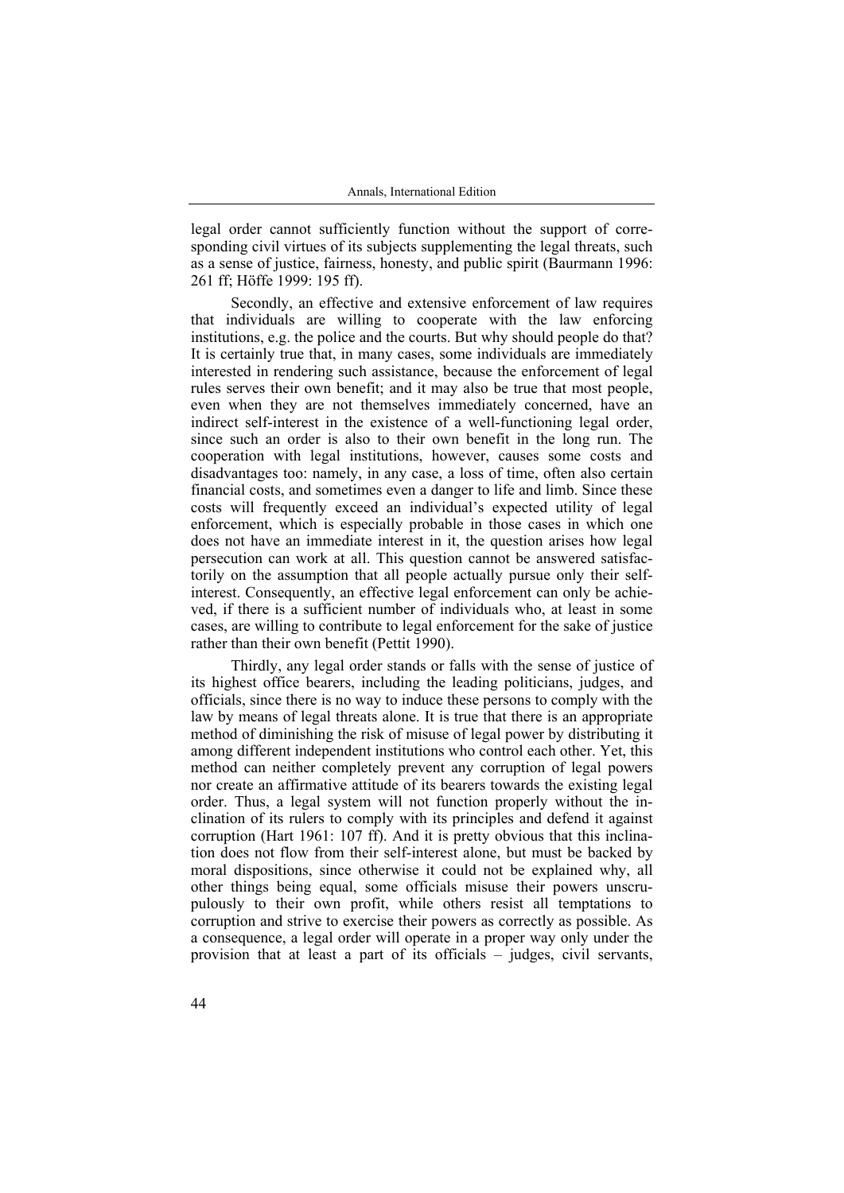legal order cannot sufficiently function without the support of corresponding civil virtues of its subjects supplementing the legal threats, such as a sense of justice, fairness, honesty, and public spirit (Baurmann 1996: 261 ff; Höffe 1999: 195 ff).

Secondly, an effective and extensive enforcement of law requires that individuals are willing to cooperate with the law enforcing institutions, e.g. the police and the courts. But why should people do that? It is certainly true that, in many cases, some individuals are immediately interested in rendering such assistance, because the enforcement of legal rules serves their own benefit; and it may also be true that most people, even when they are not themselves immediately concerned, have an indirect self-interest in the existence of a well-functioning legal order, since such an order is also to their own benefit in the long run. The cooperation with legal institutions, however, causes some costs and disadvantages too: namely, in any case, a loss of time, often also certain financial costs, and sometimes even a danger to life and limb. Since these costs will frequently exceed an individual's expected utility of legal enforcement, which is especially probable in those cases in which one does not have an immediate interest in it, the question arises how legal persecution can work at all. This question cannot be answered satisfactorily on the assumption that all people actually pursue only their self-interest. Consequently, an effective legal enforcement can only be achieved, if there is a sufficient number of individuals who, at least in some cases, are willing to contribute to legal enforcement for the sake of justice rather than their own benefit (Pettit 1990).

Thirdly, any legal order stands or falls with the sense of justice of its highest office bearers, including the leading politicians, judges, and officials, since there is no way to induce these persons to comply with the law by means of legal threats alone. It is true that there is an appropriate method of diminishing the risk of misuse of legal power by distributing it among different independent institutions who control each other. Yet, this method can neither completely prevent any corruption of legal powers nor create an affirmative attitude of its bearers towards the existing legal order. Thus, a legal system will not function properly without the inclination of its rulers to comply with its principles and defend it against corruption (Hart 1961: 107 ff). And it is pretty obvious that this inclination does not flow from their self-interest alone, but must be backed by moral dispositions, since otherwise it could not be explained why, all other things being equal, some officials misuse their powers unscrupulously to their own profit, while others resist all temptations to corruption and strive to exercise their powers as correctly as possible. As a consequence, a legal order will operate in a proper way only under the provision that at least a part of its officials – judges, civil servants,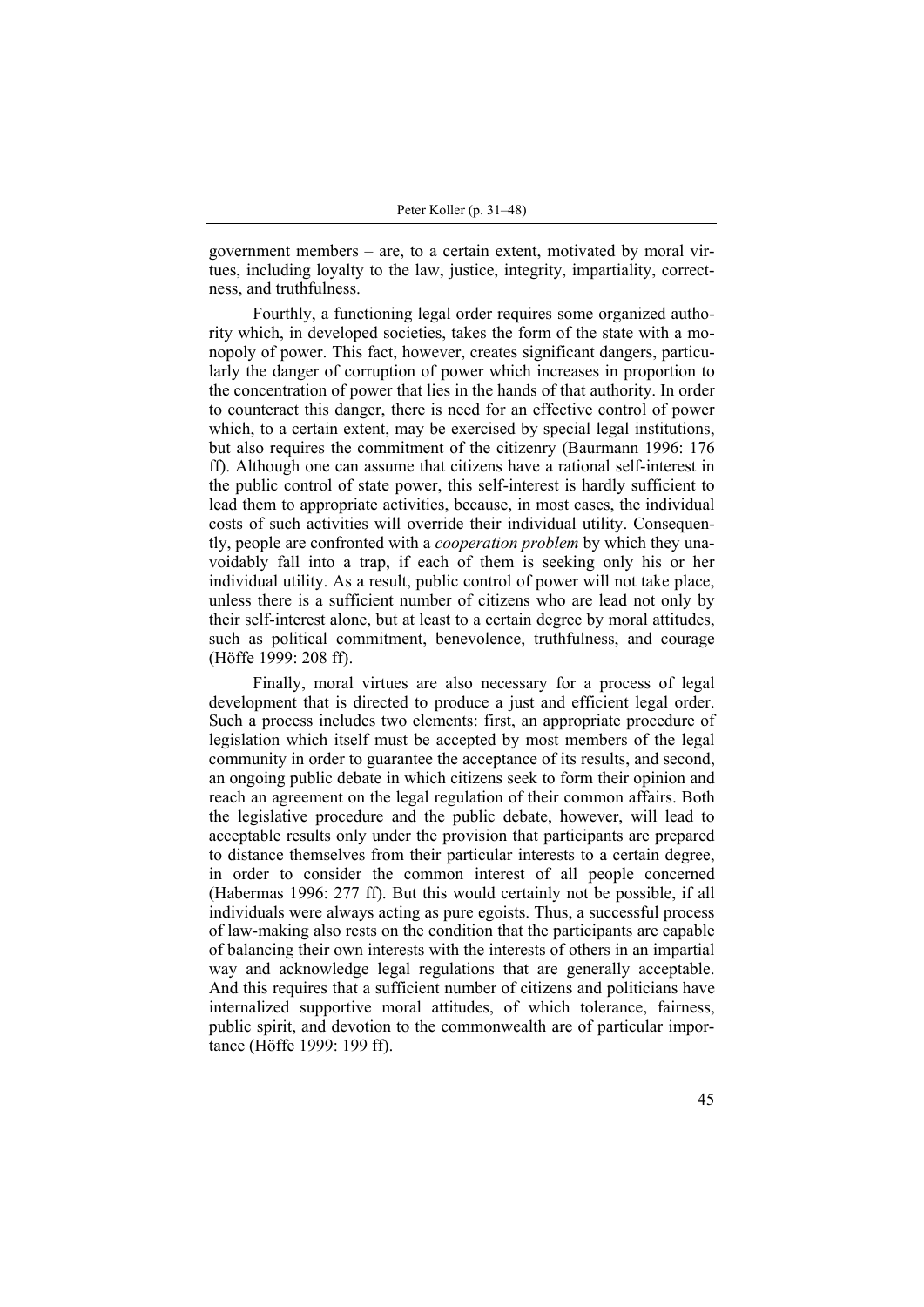government members – are, to a certain extent, motivated by moral virtues, including loyalty to the law, justice, integrity, impartiality, correctness, and truthfulness.

Fourthly, a functioning legal order requires some organized authority which, in developed societies, takes the form of the state with a monopoly of power. This fact, however, creates significant dangers, particularly the danger of corruption of power which increases in proportion to the concentration of power that lies in the hands of that authority. In order to counteract this danger, there is need for an effective control of power which, to a certain extent, may be exercised by special legal institutions, but also requires the commitment of the citizenry (Baurmann 1996: 176 ff). Although one can assume that citizens have a rational self-interest in the public control of state power, this self-interest is hardly sufficient to lead them to appropriate activities, because, in most cases, the individual costs of such activities will override their individual utility. Consequently, people are confronted with a *cooperation problem* by which they unavoidably fall into a trap, if each of them is seeking only his or her individual utility. As a result, public control of power will not take place, unless there is a sufficient number of citizens who are lead not only by their self-interest alone, but at least to a certain degree by moral attitudes, such as political commitment, benevolence, truthfulness, and courage (Höffe 1999: 208 ff).

Finally, moral virtues are also necessary for a process of legal development that is directed to produce a just and efficient legal order. Such a process includes two elements: first, an appropriate procedure of legislation which itself must be accepted by most members of the legal community in order to guarantee the acceptance of its results, and second, an ongoing public debate in which citizens seek to form their opinion and reach an agreement on the legal regulation of their common affairs. Both the legislative procedure and the public debate, however, will lead to acceptable results only under the provision that participants are prepared to distance themselves from their particular interests to a certain degree, in order to consider the common interest of all people concerned (Habermas 1996: 277 ff). But this would certainly not be possible, if all individuals were always acting as pure egoists. Thus, a successful process of law-making also rests on the condition that the participants are capable of balancing their own interests with the interests of others in an impartial way and acknowledge legal regulations that are generally acceptable. And this requires that a sufficient number of citizens and politicians have internalized supportive moral attitudes, of which tolerance, fairness, public spirit, and devotion to the commonwealth are of particular importance (Höffe 1999: 199 ff).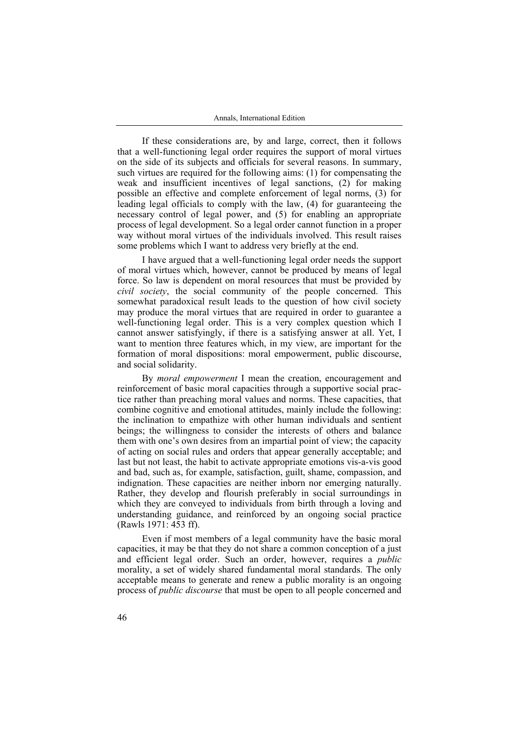If these considerations are, by and large, correct, then it follows that a well-functioning legal order requires the support of moral virtues on the side of its subjects and officials for several reasons. In summary, such virtues are required for the following aims: (1) for compensating the weak and insufficient incentives of legal sanctions, (2) for making possible an effective and complete enforcement of legal norms, (3) for leading legal officials to comply with the law, (4) for guaranteeing the necessary control of legal power, and (5) for enabling an appropriate process of legal development. So a legal order cannot function in a proper way without moral virtues of the individuals involved. This result raises some problems which I want to address very briefly at the end.

I have argued that a well-functioning legal order needs the support of moral virtues which, however, cannot be produced by means of legal force. So law is dependent on moral resources that must be provided by *civil society*, the social community of the people concerned. This somewhat paradoxical result leads to the question of how civil society may produce the moral virtues that are required in order to guarantee a well-functioning legal order. This is a very complex question which I cannot answer satisfyingly, if there is a satisfying answer at all. Yet, I want to mention three features which, in my view, are important for the formation of moral dispositions: moral empowerment, public discourse, and social solidarity.

By *moral empowerment* I mean the creation, encouragement and reinforcement of basic moral capacities through a supportive social practice rather than preaching moral values and norms. These capacities, that combine cognitive and emotional attitudes, mainly include the following: the inclination to empathize with other human individuals and sentient beings; the willingness to consider the interests of others and balance them with one's own desires from an impartial point of view; the capacity of acting on social rules and orders that appear generally acceptable; and last but not least, the habit to activate appropriate emotions vis-a-vis good and bad, such as, for example, satisfaction, guilt, shame, compassion, and indignation. These capacities are neither inborn nor emerging naturally. Rather, they develop and flourish preferably in social surroundings in which they are conveyed to individuals from birth through a loving and understanding guidance, and reinforced by an ongoing social practice (Rawls 1971: 453 ff).

Even if most members of a legal community have the basic moral capacities, it may be that they do not share a common conception of a just and efficient legal order. Such an order, however, requires a *public* morality, a set of widely shared fundamental moral standards. The only acceptable means to generate and renew a public morality is an ongoing process of *public discourse* that must be open to all people concerned and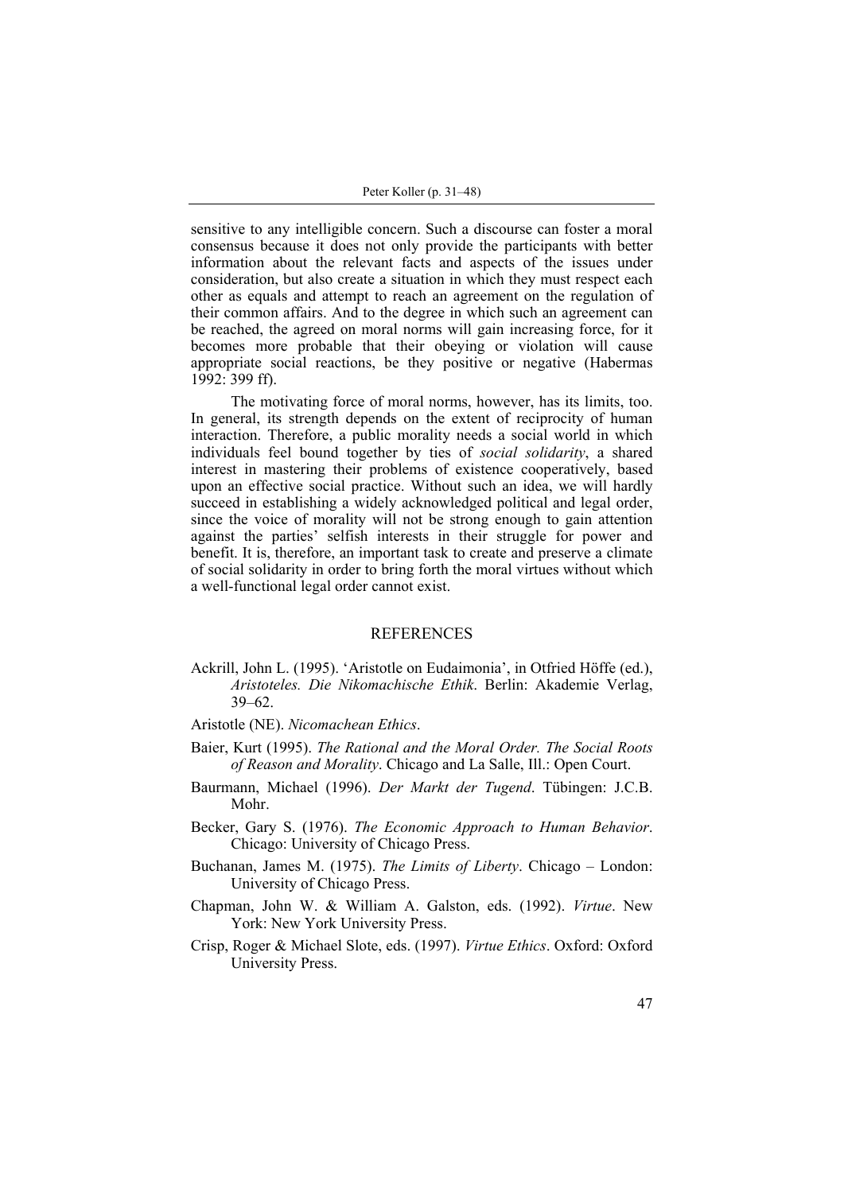sensitive to any intelligible concern. Such a discourse can foster a moral consensus because it does not only provide the participants with better information about the relevant facts and aspects of the issues under consideration, but also create a situation in which they must respect each other as equals and attempt to reach an agreement on the regulation of their common affairs. And to the degree in which such an agreement can be reached, the agreed on moral norms will gain increasing force, for it becomes more probable that their obeying or violation will cause appropriate social reactions, be they positive or negative (Habermas 1992: 399 ff).

The motivating force of moral norms, however, has its limits, too. In general, its strength depends on the extent of reciprocity of human interaction. Therefore, a public morality needs a social world in which individuals feel bound together by ties of *social solidarity*, a shared interest in mastering their problems of existence cooperatively, based upon an effective social practice. Without such an idea, we will hardly succeed in establishing a widely acknowledged political and legal order, since the voice of morality will not be strong enough to gain attention against the parties' selfish interests in their struggle for power and benefit. It is, therefore, an important task to create and preserve a climate of social solidarity in order to bring forth the moral virtues without which a well-functional legal order cannot exist.

## REFERENCES

Ackrill, John L. (1995). 'Aristotle on Eudaimonia', in Otfried Höffe (ed.), *Aristoteles. Die Nikomachische Ethik*. Berlin: Akademie Verlag, 39–62.

Aristotle (NE). *Nicomachean Ethics*.

Baier, Kurt (1995). *The Rational and the Moral Order. The Social Roots of Reason and Morality*. Chicago and La Salle, Ill.: Open Court.

Baurmann, Michael (1996). *Der Markt der Tugend*. Tübingen: J.C.B. Mohr.

Becker, Gary S. (1976). *The Economic Approach to Human Behavior*. Chicago: University of Chicago Press.

Buchanan, James M. (1975). *The Limits of Liberty*. Chicago – London: University of Chicago Press.

Chapman, John W. & William A. Galston, eds. (1992). *Virtue*. New York: New York University Press.

Crisp, Roger & Michael Slote, eds. (1997). *Virtue Ethics*. Oxford: Oxford University Press.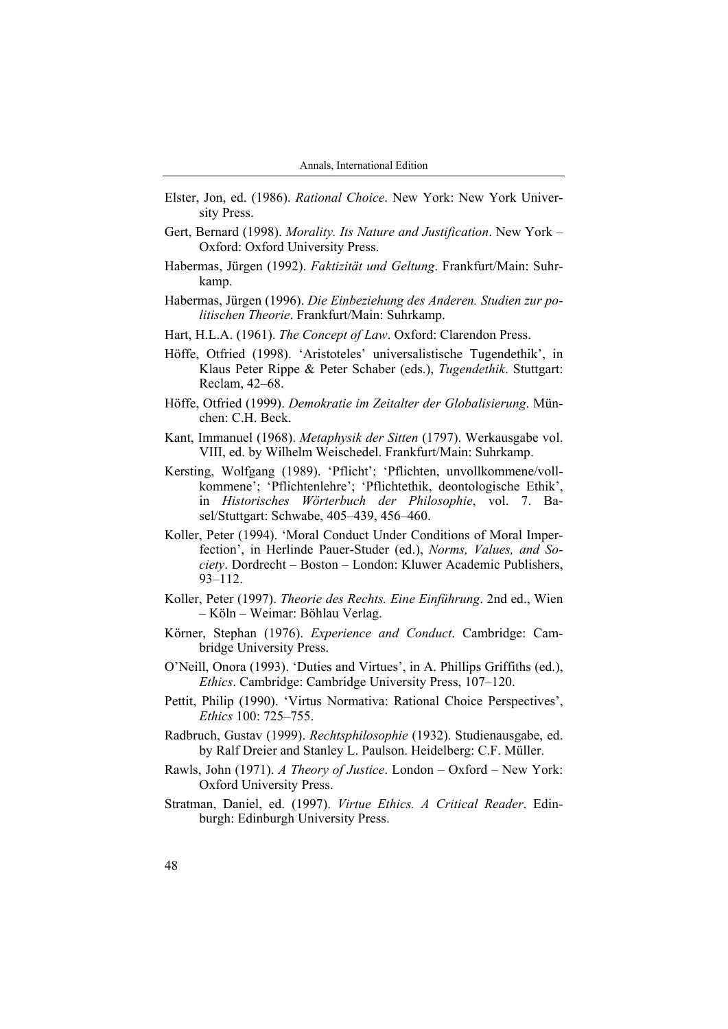Elster, Jon, ed. (1986). *Rational Choice*. New York: New York University Press.

Gert, Bernard (1998). *Morality. Its Nature and Justification*. New York – Oxford: Oxford University Press.

Habermas, Jürgen (1992). *Faktizität und Geltung*. Frankfurt/Main: Suhrkamp.

Habermas, Jürgen (1996). *Die Einbeziehung des Anderen. Studien zur politischen Theorie*. Frankfurt/Main: Suhrkamp.

Hart, H.L.A. (1961). *The Concept of Law*. Oxford: Clarendon Press.

Höffe, Otfried (1998). 'Aristoteles' universalistische Tugendethik', in Klaus Peter Rippe & Peter Schaber (eds.), *Tugendethik*. Stuttgart: Reclam, 42–68.

Höffe, Otfried (1999). *Demokratie im Zeitalter der Globalisierung*. München: C.H. Beck.

Kant, Immanuel (1968). *Metaphysik der Sitten* (1797). Werkausgabe vol. VIII, ed. by Wilhelm Weischedel. Frankfurt/Main: Suhrkamp.

Kersting, Wolfgang (1989). 'Pflicht'; 'Pflichten, unvollkommene/vollkommene'; 'Pflichtenlehre'; 'Pflichtethik, deontologische Ethik', in *Historisches Wörterbuch der Philosophie*, vol. 7. Basel/Stuttgart: Schwabe, 405–439, 456–460.

Koller, Peter (1994). 'Moral Conduct Under Conditions of Moral Imperfection', in Herlinde Pauer-Studer (ed.), *Norms, Values, and Society*. Dordrecht – Boston – London: Kluwer Academic Publishers, 93–112.

Koller, Peter (1997). *Theorie des Rechts. Eine Einführung*. 2nd ed., Wien – Köln – Weimar: Böhlau Verlag.

Körner, Stephan (1976). *Experience and Conduct*. Cambridge: Cambridge University Press.

O'Neill, Onora (1993). 'Duties and Virtues', in A. Phillips Griffiths (ed.), *Ethics*. Cambridge: Cambridge University Press, 107–120.

Pettit, Philip (1990). 'Virtus Normativa: Rational Choice Perspectives', *Ethics* 100: 725–755.

Radbruch, Gustav (1999). *Rechtsphilosophie* (1932). Studienausgabe, ed. by Ralf Dreier and Stanley L. Paulson. Heidelberg: C.F. Müller.

Rawls, John (1971). *A Theory of Justice*. London – Oxford – New York: Oxford University Press.

Stratman, Daniel, ed. (1997). *Virtue Ethics. A Critical Reader*. Edinburgh: Edinburgh University Press.